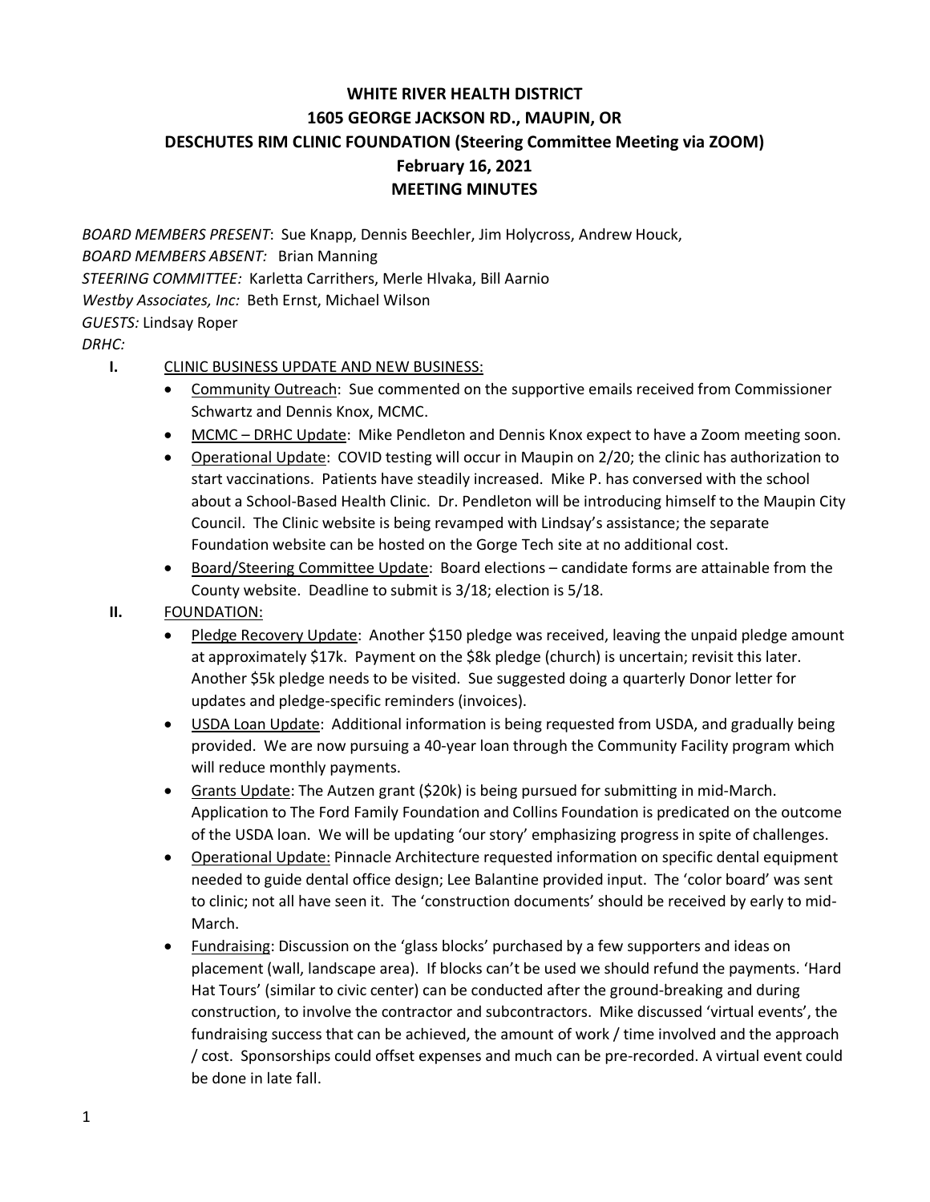**WHITE RIVER HEALTH DISTRICT**
**1605 GEORGE JACKSON RD., MAUPIN, OR**
**DESCHUTES RIM CLINIC FOUNDATION (Steering Committee Meeting via ZOOM)**
**February 16, 2021**
**MEETING MINUTES**

*BOARD MEMBERS PRESENT*: Sue Knapp, Dennis Beechler, Jim Holycross, Andrew Houck,
*BOARD MEMBERS ABSENT:* Brian Manning
*STEERING COMMITTEE:* Karletta Carrithers, Merle Hlvaka, Bill Aarnio
*Westby Associates, Inc:* Beth Ernst, Michael Wilson
*GUESTS:* Lindsay Roper
*DRHC:*

**I.** CLINIC BUSINESS UPDATE AND NEW BUSINESS:

- Community Outreach: Sue commented on the supportive emails received from Commissioner Schwartz and Dennis Knox, MCMC.
- MCMC – DRHC Update: Mike Pendleton and Dennis Knox expect to have a Zoom meeting soon.
- Operational Update: COVID testing will occur in Maupin on 2/20; the clinic has authorization to start vaccinations. Patients have steadily increased. Mike P. has conversed with the school about a School-Based Health Clinic. Dr. Pendleton will be introducing himself to the Maupin City Council. The Clinic website is being revamped with Lindsay's assistance; the separate Foundation website can be hosted on the Gorge Tech site at no additional cost.
- Board/Steering Committee Update: Board elections – candidate forms are attainable from the County website. Deadline to submit is 3/18; election is 5/18.

**II.** FOUNDATION:

- Pledge Recovery Update: Another $150 pledge was received, leaving the unpaid pledge amount at approximately $17k. Payment on the $8k pledge (church) is uncertain; revisit this later. Another $5k pledge needs to be visited. Sue suggested doing a quarterly Donor letter for updates and pledge-specific reminders (invoices).
- USDA Loan Update: Additional information is being requested from USDA, and gradually being provided. We are now pursuing a 40-year loan through the Community Facility program which will reduce monthly payments.
- Grants Update: The Autzen grant ($20k) is being pursued for submitting in mid-March. Application to The Ford Family Foundation and Collins Foundation is predicated on the outcome of the USDA loan. We will be updating 'our story' emphasizing progress in spite of challenges.
- Operational Update: Pinnacle Architecture requested information on specific dental equipment needed to guide dental office design; Lee Balantine provided input. The 'color board' was sent to clinic; not all have seen it. The 'construction documents' should be received by early to mid-March.
- Fundraising: Discussion on the 'glass blocks' purchased by a few supporters and ideas on placement (wall, landscape area). If blocks can't be used we should refund the payments. 'Hard Hat Tours' (similar to civic center) can be conducted after the ground-breaking and during construction, to involve the contractor and subcontractors. Mike discussed 'virtual events', the fundraising success that can be achieved, the amount of work / time involved and the approach / cost. Sponsorships could offset expenses and much can be pre-recorded. A virtual event could be done in late fall.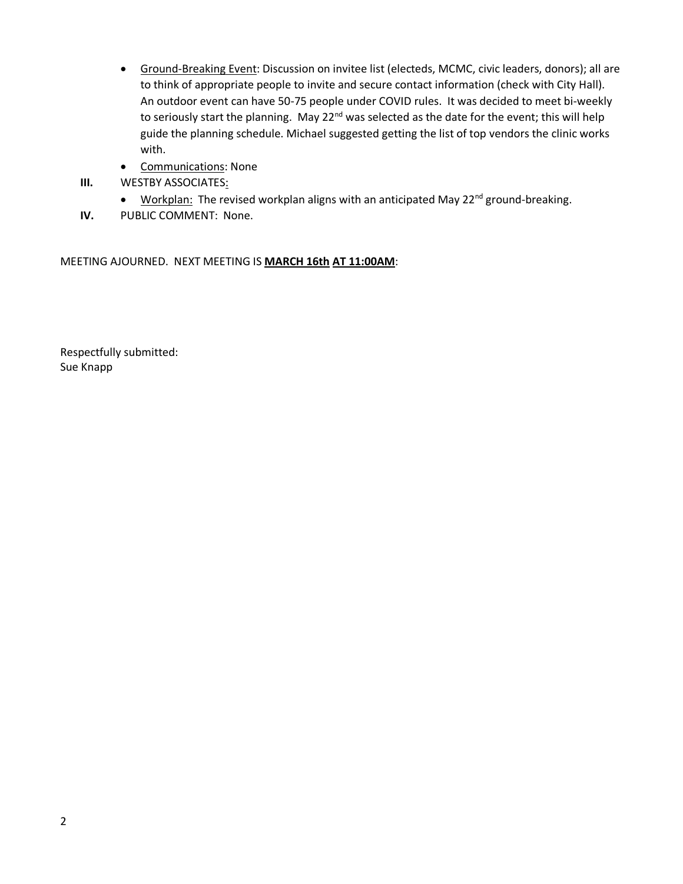- <u>Ground-Breaking Event</u>: Discussion on invitee list (electeds, MCMC, civic leaders, donors); all are to think of appropriate people to invite and secure contact information (check with City Hall). An outdoor event can have 50-75 people under COVID rules. It was decided to meet bi-weekly to seriously start the planning. May 22nd was selected as the date for the event; this will help guide the planning schedule. Michael suggested getting the list of top vendors the clinic works with.
- <u>Communications</u>: None

**III.** WESTBY ASSOCIATES:

- <u>Workplan:</u> The revised workplan aligns with an anticipated May 22nd ground-breaking.

**IV.** PUBLIC COMMENT: None.

MEETING AJOURNED. NEXT MEETING IS **<u>MARCH 16th</u> <u>AT 11:00AM</u>**:

Respectfully submitted:
Sue Knapp